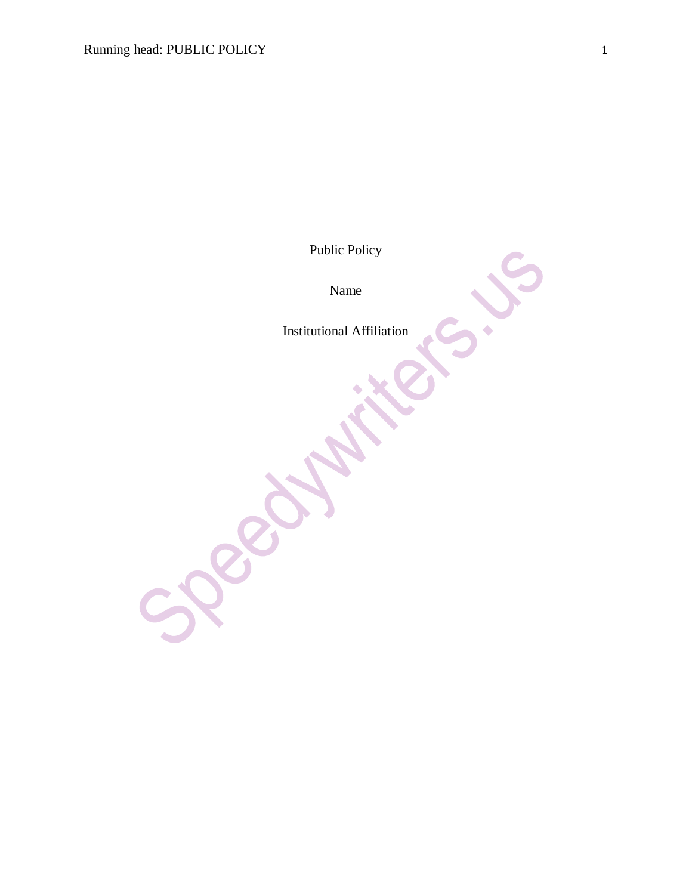Public Policy

Name

Institutional Affiliation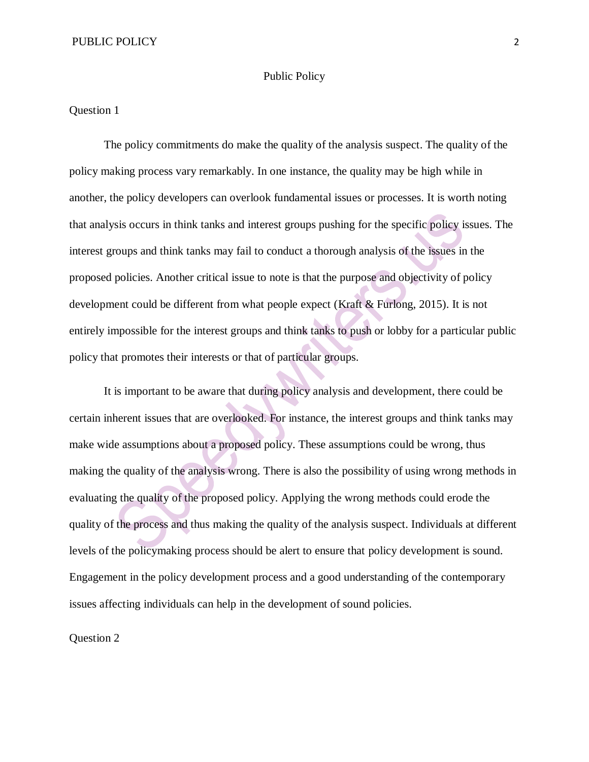# Public Policy

## Question 1

The policy commitments do make the quality of the analysis suspect. The quality of the policy making process vary remarkably. In one instance, the quality may be high while in another, the policy developers can overlook fundamental issues or processes. It is worth noting that analysis occurs in think tanks and interest groups pushing for the specific policy issues. The interest groups and think tanks may fail to conduct a thorough analysis of the issues in the proposed policies. Another critical issue to note is that the purpose and objectivity of policy development could be different from what people expect (Kraft & Furlong, 2015). It is not entirely impossible for the interest groups and think tanks to push or lobby for a particular public policy that promotes their interests or that of particular groups.

It is important to be aware that during policy analysis and development, there could be certain inherent issues that are overlooked. For instance, the interest groups and think tanks may make wide assumptions about a proposed policy. These assumptions could be wrong, thus making the quality of the analysis wrong. There is also the possibility of using wrong methods in evaluating the quality of the proposed policy. Applying the wrong methods could erode the quality of the process and thus making the quality of the analysis suspect. Individuals at different levels of the policymaking process should be alert to ensure that policy development is sound. Engagement in the policy development process and a good understanding of the contemporary issues affecting individuals can help in the development of sound policies.

## Question 2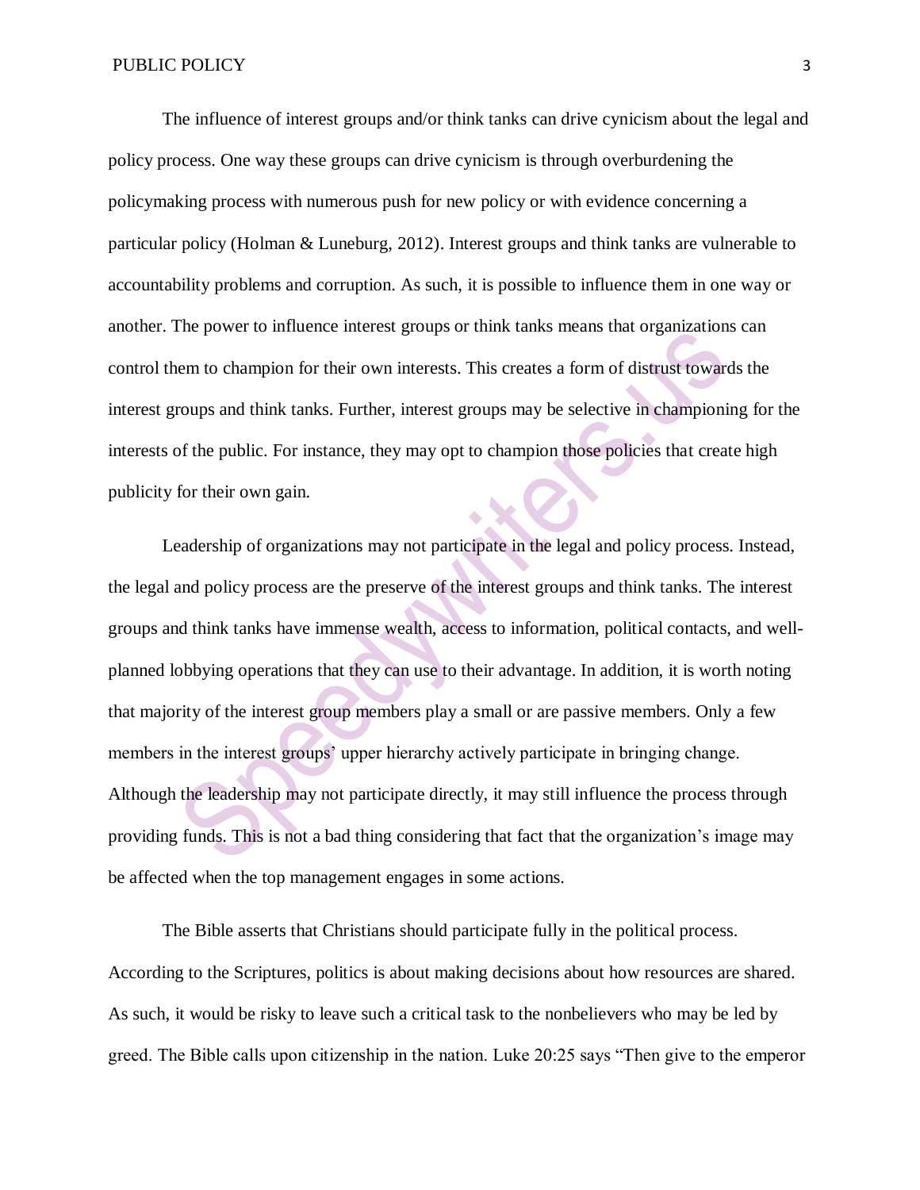The influence of interest groups and/or think tanks can drive cynicism about the legal and policy process. One way these groups can drive cynicism is through overburdening the policymaking process with numerous push for new policy or with evidence concerning a particular policy (Holman & Luneburg, 2012). Interest groups and think tanks are vulnerable to accountability problems and corruption. As such, it is possible to influence them in one way or another. The power to influence interest groups or think tanks means that organizations can control them to champion for their own interests. This creates a form of distrust towards the interest groups and think tanks. Further, interest groups may be selective in championing for the interests of the public. For instance, they may opt to champion those policies that create high publicity for their own gain.

Leadership of organizations may not participate in the legal and policy process. Instead, the legal and policy process are the preserve of the interest groups and think tanks. The interest groups and think tanks have immense wealth, access to information, political contacts, and well-planned lobbying operations that they can use to their advantage. In addition, it is worth noting that majority of the interest group members play a small or are passive members. Only a few members in the interest groups' upper hierarchy actively participate in bringing change. Although the leadership may not participate directly, it may still influence the process through providing funds. This is not a bad thing considering that fact that the organization's image may be affected when the top management engages in some actions.

The Bible asserts that Christians should participate fully in the political process. According to the Scriptures, politics is about making decisions about how resources are shared. As such, it would be risky to leave such a critical task to the nonbelievers who may be led by greed. The Bible calls upon citizenship in the nation. Luke 20:25 says "Then give to the emperor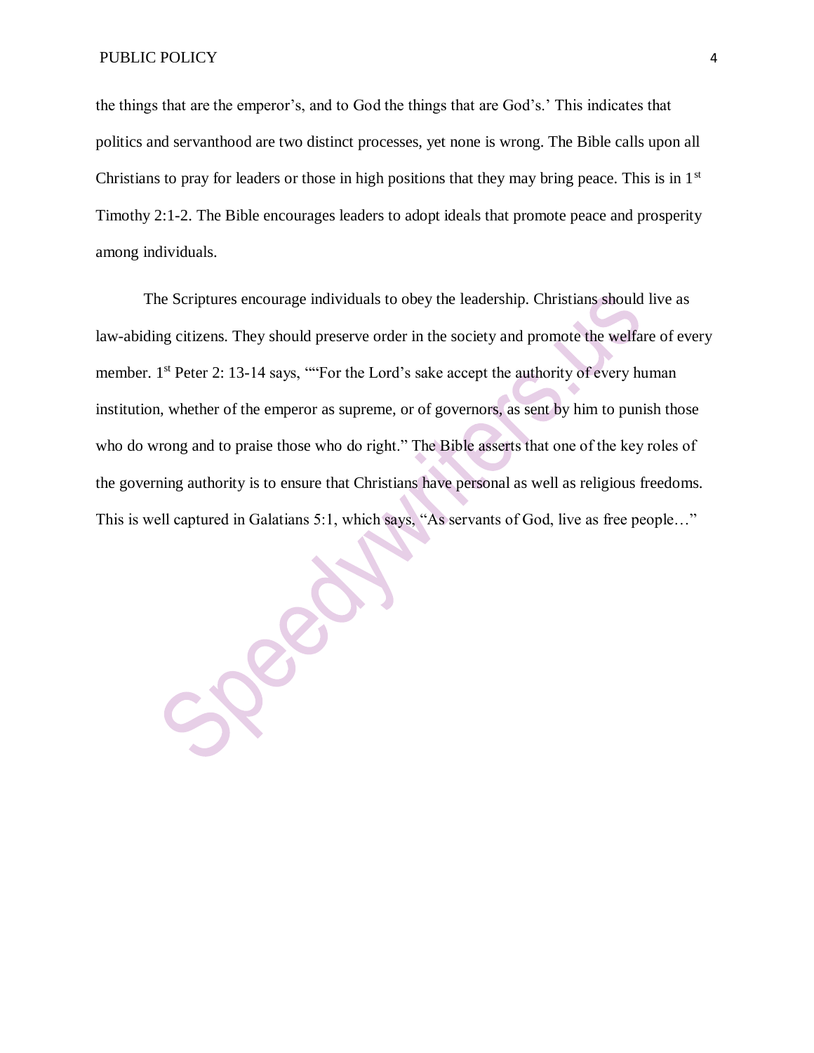the things that are the emperor's, and to God the things that are God's.' This indicates that politics and servanthood are two distinct processes, yet none is wrong. The Bible calls upon all Christians to pray for leaders or those in high positions that they may bring peace. This is in 1st Timothy 2:1-2. The Bible encourages leaders to adopt ideals that promote peace and prosperity among individuals.

The Scriptures encourage individuals to obey the leadership. Christians should live as law-abiding citizens. They should preserve order in the society and promote the welfare of every member. 1st Peter 2: 13-14 says, ""For the Lord's sake accept the authority of every human institution, whether of the emperor as supreme, or of governors, as sent by him to punish those who do wrong and to praise those who do right." The Bible asserts that one of the key roles of the governing authority is to ensure that Christians have personal as well as religious freedoms. This is well captured in Galatians 5:1, which says, "As servants of God, live as free people…"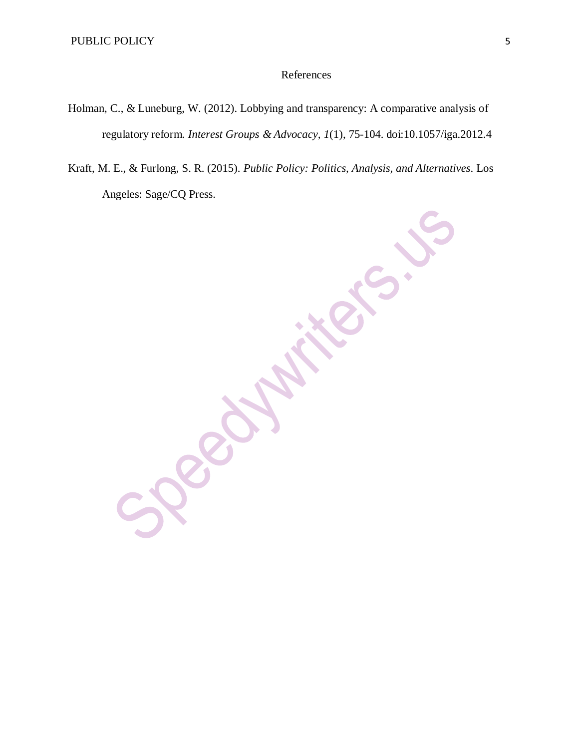# References

Holman, C., & Luneburg, W. (2012). Lobbying and transparency: A comparative analysis of regulatory reform. *Interest Groups & Advocacy, 1*(1), 75-104. doi:10.1057/iga.2012.4

Kraft, M. E., & Furlong, S. R. (2015). *Public Policy: Politics, Analysis, and Alternatives*. Los Angeles: Sage/CQ Press.